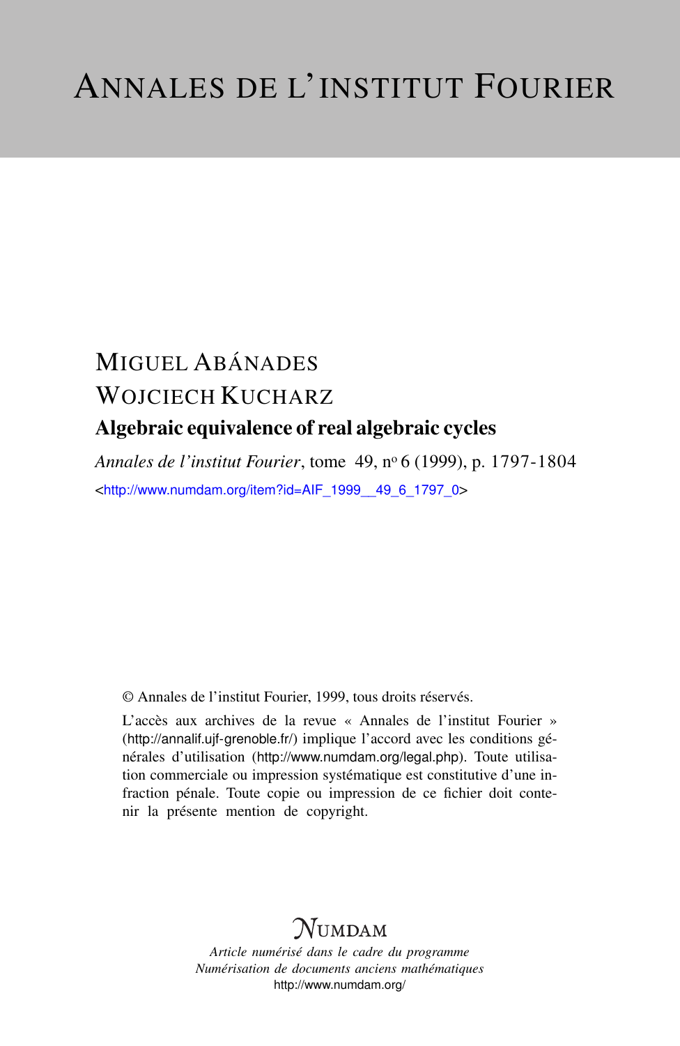# ANNALES DE L'INSTITUT FOURIER

MIGUEL ABÁNADES

WOJCIECH KUCHARZ

## Algebraic equivalence of real algebraic cycles

*Annales de l'institut Fourier*, tome 49, n° 6 (1999), p. 1797-1804

<http://www.numdam.org/item?id=AIF_1999__49_6_1797_0>

© Annales de l'institut Fourier, 1999, tous droits réservés.

L'accès aux archives de la revue « Annales de l'institut Fourier » (http://annalif.ujf-grenoble.fr/) implique l'accord avec les conditions générales d'utilisation (http://www.numdam.org/legal.php). Toute utilisation commerciale ou impression systématique est constitutive d'une infraction pénale. Toute copie ou impression de ce fichier doit contenir la présente mention de copyright.

NUMDAM

*Article numérisé dans le cadre du programme*
*Numérisation de documents anciens mathématiques*
http://www.numdam.org/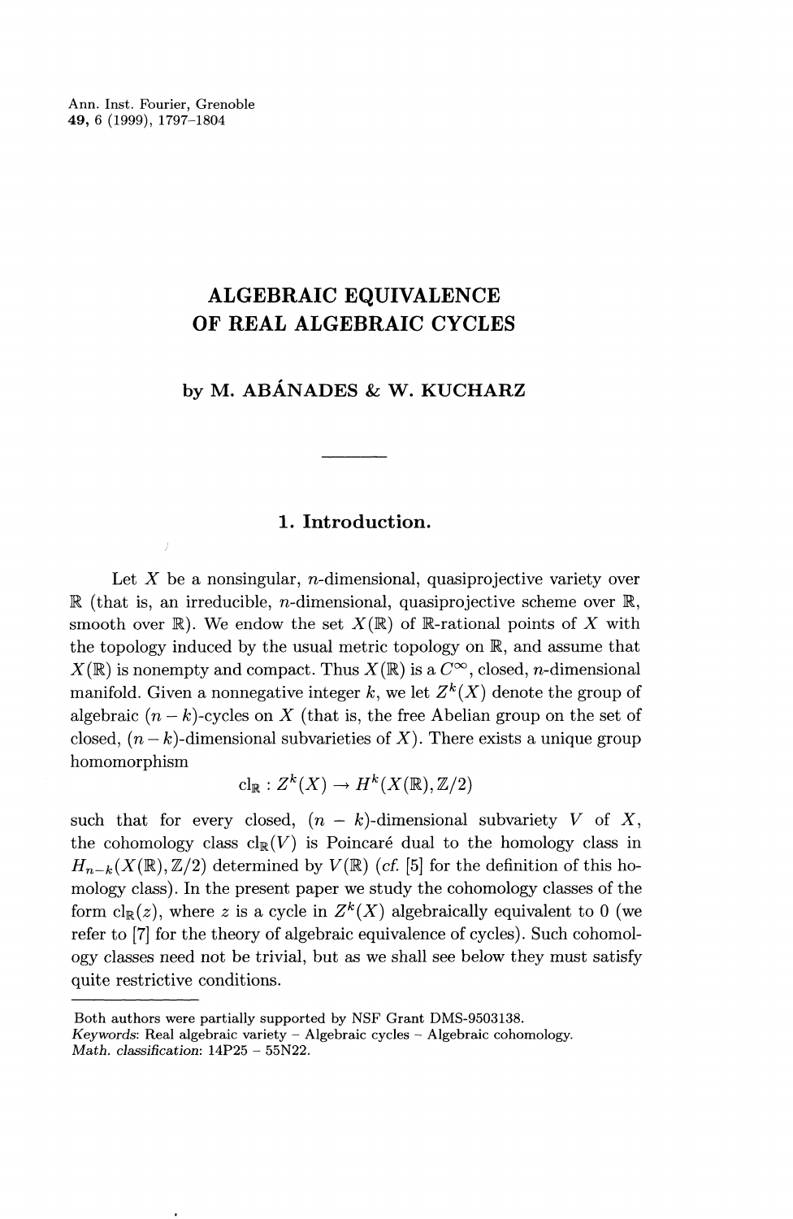# ALGEBRAIC EQUIVALENCE OF REAL ALGEBRAIC CYCLES

### by M. ABÁNADES & W. KUCHARZ

---

## 1. Introduction.

Let $X$ be a nonsingular, $n$-dimensional, quasiprojective variety over $\mathbb{R}$ (that is, an irreducible, $n$-dimensional, quasiprojective scheme over $\mathbb{R}$, smooth over $\mathbb{R}$). We endow the set $X(\mathbb{R})$ of $\mathbb{R}$-rational points of $X$ with the topology induced by the usual metric topology on $\mathbb{R}$, and assume that $X(\mathbb{R})$ is nonempty and compact. Thus $X(\mathbb{R})$ is a $C^\infty$, closed, $n$-dimensional manifold. Given a nonnegative integer $k$, we let $Z^k(X)$ denote the group of algebraic $(n-k)$-cycles on $X$ (that is, the free Abelian group on the set of closed, $(n-k)$-dimensional subvarieties of $X$). There exists a unique group homomorphism

$$\mathrm{cl}_{\mathbb{R}} : Z^k(X) \to H^k(X(\mathbb{R}), \mathbb{Z}/2)$$

such that for every closed, $(n-k)$-dimensional subvariety $V$ of $X$, the cohomology class $\mathrm{cl}_{\mathbb{R}}(V)$ is Poincaré dual to the homology class in $H_{n-k}(X(\mathbb{R}), \mathbb{Z}/2)$ determined by $V(\mathbb{R})$ (*cf.* [5] for the definition of this homology class). In the present paper we study the cohomology classes of the form $\mathrm{cl}_{\mathbb{R}}(z)$, where $z$ is a cycle in $Z^k(X)$ algebraically equivalent to 0 (we refer to [7] for the theory of algebraic equivalence of cycles). Such cohomology classes need not be trivial, but as we shall see below they must satisfy quite restrictive conditions.

---

Both authors were partially supported by NSF Grant DMS-9503138.
*Keywords*: Real algebraic variety – Algebraic cycles – Algebraic cohomology.
*Math. classification*: 14P25 – 55N22.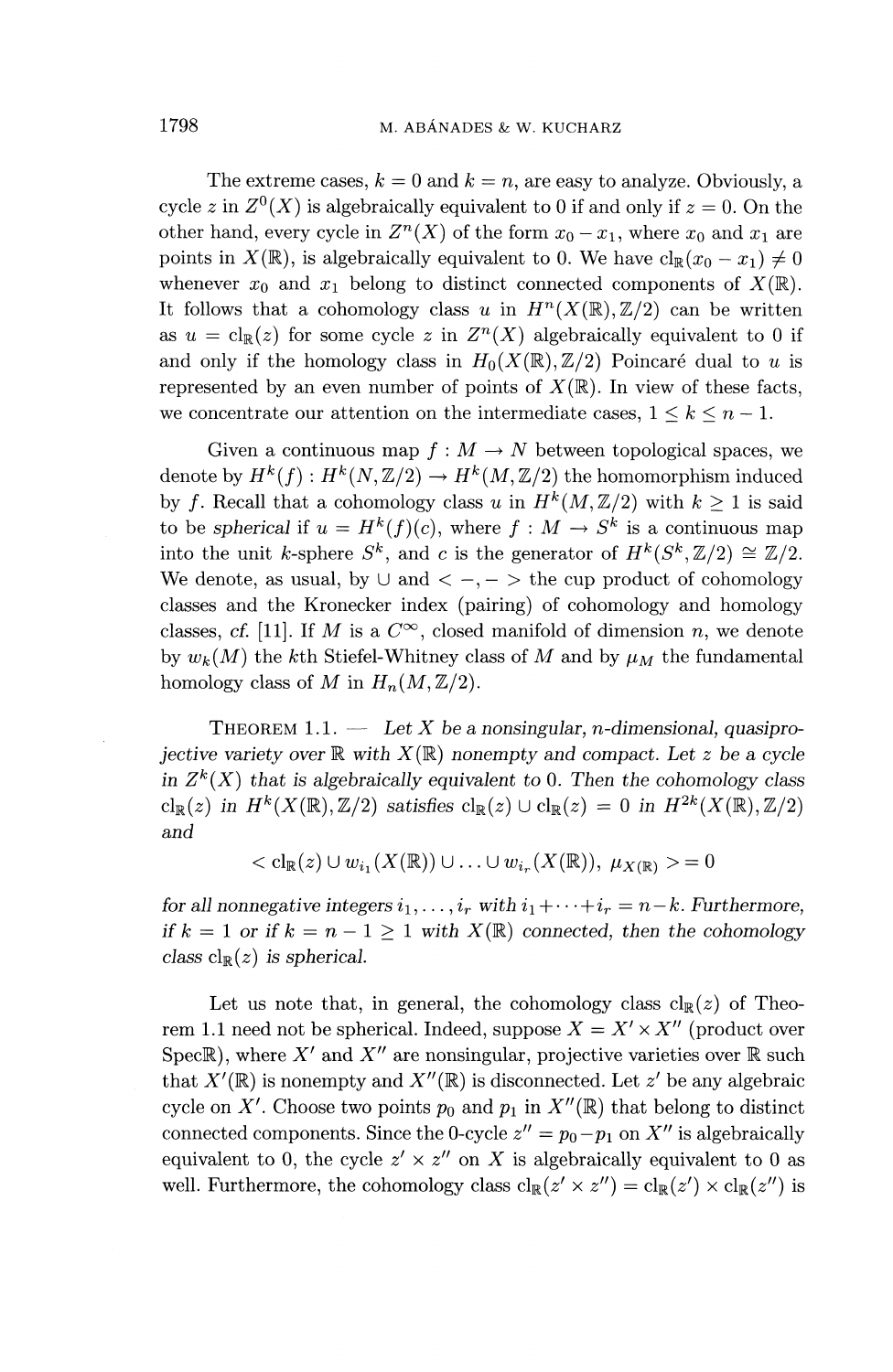The extreme cases, $k = 0$ and $k = n$, are easy to analyze. Obviously, a cycle $z$ in $Z^0(X)$ is algebraically equivalent to 0 if and only if $z = 0$. On the other hand, every cycle in $Z^n(X)$ of the form $x_0 - x_1$, where $x_0$ and $x_1$ are points in $X(\mathbb{R})$, is algebraically equivalent to 0. We have $\mathrm{cl}_{\mathbb{R}}(x_0 - x_1) \neq 0$ whenever $x_0$ and $x_1$ belong to distinct connected components of $X(\mathbb{R})$. It follows that a cohomology class $u$ in $H^n(X(\mathbb{R}), \mathbb{Z}/2)$ can be written as $u = \mathrm{cl}_{\mathbb{R}}(z)$ for some cycle $z$ in $Z^n(X)$ algebraically equivalent to 0 if and only if the homology class in $H_0(X(\mathbb{R}), \mathbb{Z}/2)$ Poincaré dual to $u$ is represented by an even number of points of $X(\mathbb{R})$. In view of these facts, we concentrate our attention on the intermediate cases, $1 \leq k \leq n-1$.

Given a continuous map $f : M \to N$ between topological spaces, we denote by $H^k(f) : H^k(N, \mathbb{Z}/2) \to H^k(M, \mathbb{Z}/2)$ the homomorphism induced by $f$. Recall that a cohomology class $u$ in $H^k(M, \mathbb{Z}/2)$ with $k \geq 1$ is said to be *spherical* if $u = H^k(f)(c)$, where $f : M \to S^k$ is a continuous map into the unit $k$-sphere $S^k$, and $c$ is the generator of $H^k(S^k, \mathbb{Z}/2) \cong \mathbb{Z}/2$. We denote, as usual, by $\cup$ and $< -, - >$ the cup product of cohomology classes and the Kronecker index (pairing) of cohomology and homology classes, *cf.* [11]. If $M$ is a $C^\infty$, closed manifold of dimension $n$, we denote by $w_k(M)$ the $k$th Stiefel-Whitney class of $M$ and by $\mu_M$ the fundamental homology class of $M$ in $H_n(M, \mathbb{Z}/2)$.

THEOREM 1.1. — *Let $X$ be a nonsingular, $n$-dimensional, quasiprojective variety over $\mathbb{R}$ with $X(\mathbb{R})$ nonempty and compact. Let $z$ be a cycle in $Z^k(X)$ that is algebraically equivalent to 0. Then the cohomology class $\mathrm{cl}_{\mathbb{R}}(z)$ in $H^k(X(\mathbb{R}), \mathbb{Z}/2)$ satisfies $\mathrm{cl}_{\mathbb{R}}(z) \cup \mathrm{cl}_{\mathbb{R}}(z) = 0$ in $H^{2k}(X(\mathbb{R}), \mathbb{Z}/2)$ and*

$$< \mathrm{cl}_{\mathbb{R}}(z) \cup w_{i_1}(X(\mathbb{R})) \cup \ldots \cup w_{i_r}(X(\mathbb{R})),\ \mu_{X(\mathbb{R})} > = 0$$

*for all nonnegative integers $i_1, \ldots, i_r$ with $i_1 + \cdots + i_r = n-k$. Furthermore, if $k = 1$ or if $k = n-1 \geq 1$ with $X(\mathbb{R})$ connected, then the cohomology class $\mathrm{cl}_{\mathbb{R}}(z)$ is spherical.*

Let us note that, in general, the cohomology class $\mathrm{cl}_{\mathbb{R}}(z)$ of Theorem 1.1 need not be spherical. Indeed, suppose $X = X' \times X''$ (product over $\mathrm{Spec}\mathbb{R}$), where $X'$ and $X''$ are nonsingular, projective varieties over $\mathbb{R}$ such that $X'(\mathbb{R})$ is nonempty and $X''(\mathbb{R})$ is disconnected. Let $z'$ be any algebraic cycle on $X'$. Choose two points $p_0$ and $p_1$ in $X''(\mathbb{R})$ that belong to distinct connected components. Since the 0-cycle $z'' = p_0 - p_1$ on $X''$ is algebraically equivalent to 0, the cycle $z' \times z''$ on $X$ is algebraically equivalent to 0 as well. Furthermore, the cohomology class $\mathrm{cl}_{\mathbb{R}}(z' \times z'') = \mathrm{cl}_{\mathbb{R}}(z') \times \mathrm{cl}_{\mathbb{R}}(z'')$ is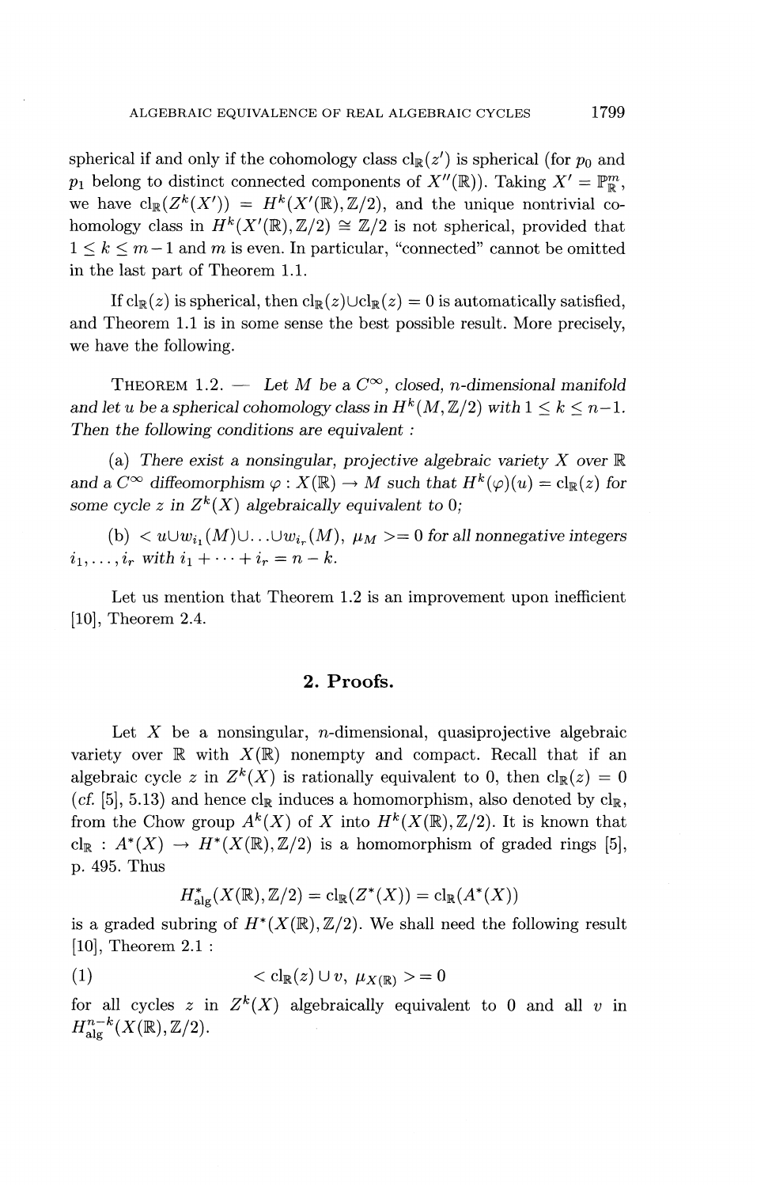spherical if and only if the cohomology class $\mathrm{cl}_{\mathbb{R}}(z')$ is spherical (for $p_0$ and $p_1$ belong to distinct connected components of $X''(\mathbb{R})$). Taking $X' = \mathbb{P}^m_{\mathbb{R}}$, we have $\mathrm{cl}_{\mathbb{R}}(Z^k(X')) = H^k(X'(\mathbb{R}), \mathbb{Z}/2)$, and the unique nontrivial cohomology class in $H^k(X'(\mathbb{R}), \mathbb{Z}/2) \cong \mathbb{Z}/2$ is not spherical, provided that $1 \le k \le m-1$ and $m$ is even. In particular, "connected" cannot be omitted in the last part of Theorem 1.1.

If $\mathrm{cl}_{\mathbb{R}}(z)$ is spherical, then $\mathrm{cl}_{\mathbb{R}}(z) \cup \mathrm{cl}_{\mathbb{R}}(z) = 0$ is automatically satisfied, and Theorem 1.1 is in some sense the best possible result. More precisely, we have the following.

THEOREM 1.2. — *Let $M$ be a $C^\infty$, closed, $n$-dimensional manifold and let $u$ be a spherical cohomology class in $H^k(M, \mathbb{Z}/2)$ with $1 \le k \le n-1$. Then the following conditions are equivalent :*

(a) *There exist a nonsingular, projective algebraic variety $X$ over $\mathbb{R}$ and a $C^\infty$ diffeomorphism $\varphi : X(\mathbb{R}) \to M$ such that $H^k(\varphi)(u) = \mathrm{cl}_{\mathbb{R}}(z)$ for some cycle $z$ in $Z^k(X)$ algebraically equivalent to 0;*

(b) *$< u \cup w_{i_1}(M) \cup \ldots \cup w_{i_r}(M),\ \mu_M >= 0$ for all nonnegative integers $i_1, \ldots, i_r$ with $i_1 + \cdots + i_r = n-k$.*

Let us mention that Theorem 1.2 is an improvement upon inefficient [10], Theorem 2.4.

## 2. Proofs.

Let $X$ be a nonsingular, $n$-dimensional, quasiprojective algebraic variety over $\mathbb{R}$ with $X(\mathbb{R})$ nonempty and compact. Recall that if an algebraic cycle $z$ in $Z^k(X)$ is rationally equivalent to 0, then $\mathrm{cl}_{\mathbb{R}}(z) = 0$ (*cf.* [5], 5.13) and hence $\mathrm{cl}_{\mathbb{R}}$ induces a homomorphism, also denoted by $\mathrm{cl}_{\mathbb{R}}$, from the Chow group $A^k(X)$ of $X$ into $H^k(X(\mathbb{R}), \mathbb{Z}/2)$. It is known that $\mathrm{cl}_{\mathbb{R}} : A^*(X) \to H^*(X(\mathbb{R}), \mathbb{Z}/2)$ is a homomorphism of graded rings [5], p. 495. Thus

$$H^*_{\mathrm{alg}}(X(\mathbb{R}), \mathbb{Z}/2) = \mathrm{cl}_{\mathbb{R}}(Z^*(X)) = \mathrm{cl}_{\mathbb{R}}(A^*(X))$$

is a graded subring of $H^*(X(\mathbb{R}), \mathbb{Z}/2)$. We shall need the following result [10], Theorem 2.1 :

$$(1) \qquad < \mathrm{cl}_{\mathbb{R}}(z) \cup v,\ \mu_{X(\mathbb{R})} >= 0$$

for all cycles $z$ in $Z^k(X)$ algebraically equivalent to 0 and all $v$ in $H^{n-k}_{\mathrm{alg}}(X(\mathbb{R}), \mathbb{Z}/2)$.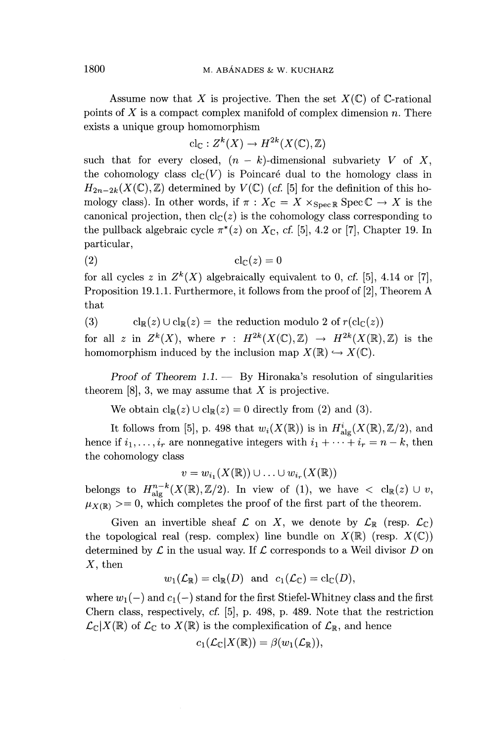Assume now that $X$ is projective. Then the set $X(\mathbb{C})$ of $\mathbb{C}$-rational points of $X$ is a compact complex manifold of complex dimension $n$. There exists a unique group homomorphism

$$\mathrm{cl}_{\mathbb{C}} : Z^k(X) \to H^{2k}(X(\mathbb{C}), \mathbb{Z})$$

such that for every closed, $(n-k)$-dimensional subvariety $V$ of $X$, the cohomology class $\mathrm{cl}_{\mathbb{C}}(V)$ is Poincaré dual to the homology class in $H_{2n-2k}(X(\mathbb{C}), \mathbb{Z})$ determined by $V(\mathbb{C})$ (*cf.* [5] for the definition of this homology class). In other words, if $\pi : X_{\mathbb{C}} = X \times_{\mathrm{Spec}\,\mathbb{R}} \mathrm{Spec}\,\mathbb{C} \to X$ is the canonical projection, then $\mathrm{cl}_{\mathbb{C}}(z)$ is the cohomology class corresponding to the pullback algebraic cycle $\pi^*(z)$ on $X_{\mathbb{C}}$, *cf.* [5], 4.2 or [7], Chapter 19. In particular,

$$\mathrm{cl}_{\mathbb{C}}(z) = 0 \tag{2}$$

for all cycles $z$ in $Z^k(X)$ algebraically equivalent to 0, *cf.* [5], 4.14 or [7], Proposition 19.1.1. Furthermore, it follows from the proof of [2], Theorem A that

$$\mathrm{cl}_{\mathbb{R}}(z) \cup \mathrm{cl}_{\mathbb{R}}(z) = \text{ the reduction modulo 2 of } r(\mathrm{cl}_{\mathbb{C}}(z)) \tag{3}$$

for all $z$ in $Z^k(X)$, where $r : H^{2k}(X(\mathbb{C}), \mathbb{Z}) \to H^{2k}(X(\mathbb{R}), \mathbb{Z})$ is the homomorphism induced by the inclusion map $X(\mathbb{R}) \hookrightarrow X(\mathbb{C})$.

*Proof of Theorem 1.1.* — By Hironaka's resolution of singularities theorem [8], 3, we may assume that $X$ is projective.

We obtain $\mathrm{cl}_{\mathbb{R}}(z) \cup \mathrm{cl}_{\mathbb{R}}(z) = 0$ directly from (2) and (3).

It follows from [5], p. 498 that $w_i(X(\mathbb{R}))$ is in $H^i_{\mathrm{alg}}(X(\mathbb{R}), \mathbb{Z}/2)$, and hence if $i_1, \dots, i_r$ are nonnegative integers with $i_1 + \dots + i_r = n-k$, then the cohomology class

$$v = w_{i_1}(X(\mathbb{R})) \cup \ldots \cup w_{i_r}(X(\mathbb{R}))$$

belongs to $H^{n-k}_{\mathrm{alg}}(X(\mathbb{R}), \mathbb{Z}/2)$. In view of (1), we have $< \mathrm{cl}_{\mathbb{R}}(z) \cup v, \mu_{X(\mathbb{R})} >= 0$, which completes the proof of the first part of the theorem.

Given an invertible sheaf $\mathcal{L}$ on $X$, we denote by $\mathcal{L}_{\mathbb{R}}$ (resp. $\mathcal{L}_{\mathbb{C}}$) the topological real (resp. complex) line bundle on $X(\mathbb{R})$ (resp. $X(\mathbb{C})$) determined by $\mathcal{L}$ in the usual way. If $\mathcal{L}$ corresponds to a Weil divisor $D$ on $X$, then

$$w_1(\mathcal{L}_{\mathbb{R}}) = \mathrm{cl}_{\mathbb{R}}(D) \text{ and } c_1(\mathcal{L}_{\mathbb{C}}) = \mathrm{cl}_{\mathbb{C}}(D),$$

where $w_1(-)$ and $c_1(-)$ stand for the first Stiefel-Whitney class and the first Chern class, respectively, *cf.* [5], p. 498, p. 489. Note that the restriction $\mathcal{L}_{\mathbb{C}}|X(\mathbb{R})$ of $\mathcal{L}_{\mathbb{C}}$ to $X(\mathbb{R})$ is the complexification of $\mathcal{L}_{\mathbb{R}}$, and hence

$$c_1(\mathcal{L}_{\mathbb{C}}|X(\mathbb{R})) = \beta(w_1(\mathcal{L}_{\mathbb{R}})),$$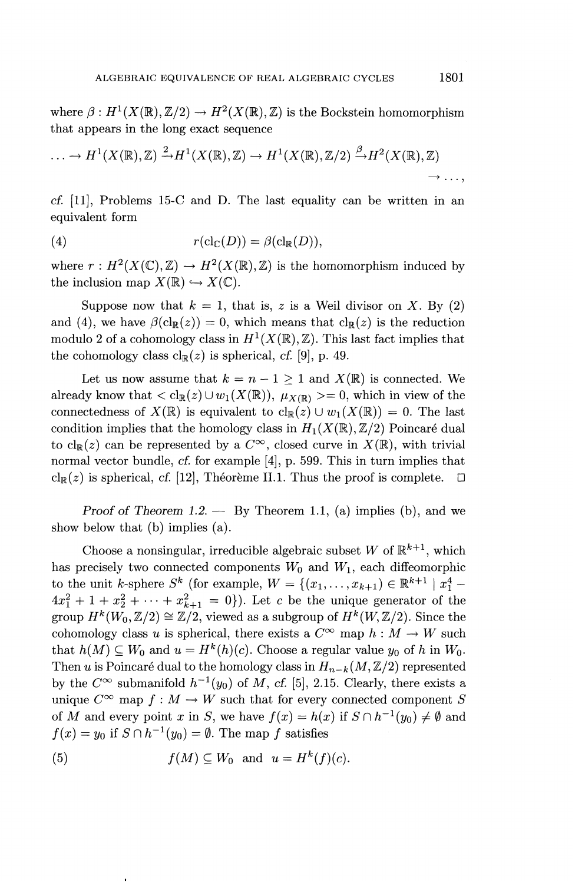where $\beta : H^1(X(\mathbb{R}), \mathbb{Z}/2) \to H^2(X(\mathbb{R}), \mathbb{Z})$ is the Bockstein homomorphism that appears in the long exact sequence

$$\ldots \to H^1(X(\mathbb{R}), \mathbb{Z}) \xrightarrow{2} H^1(X(\mathbb{R}), \mathbb{Z}) \to H^1(X(\mathbb{R}), \mathbb{Z}/2) \xrightarrow{\beta} H^2(X(\mathbb{R}), \mathbb{Z}) \to \ldots,$$

*cf.* [11], Problems 15-C and D. The last equality can be written in an equivalent form

$$r(\mathrm{cl}_{\mathbb{C}}(D)) = \beta(\mathrm{cl}_{\mathbb{R}}(D)), \tag{4}$$

where $r : H^2(X(\mathbb{C}), \mathbb{Z}) \to H^2(X(\mathbb{R}), \mathbb{Z})$ is the homomorphism induced by the inclusion map $X(\mathbb{R}) \hookrightarrow X(\mathbb{C})$.

Suppose now that $k = 1$, that is, $z$ is a Weil divisor on $X$. By (2) and (4), we have $\beta(\mathrm{cl}_{\mathbb{R}}(z)) = 0$, which means that $\mathrm{cl}_{\mathbb{R}}(z)$ is the reduction modulo 2 of a cohomology class in $H^1(X(\mathbb{R}), \mathbb{Z})$. This last fact implies that the cohomology class $\mathrm{cl}_{\mathbb{R}}(z)$ is spherical, *cf.* [9], p. 49.

Let us now assume that $k = n - 1 \geq 1$ and $X(\mathbb{R})$ is connected. We already know that $< \mathrm{cl}_{\mathbb{R}}(z) \cup w_1(X(\mathbb{R})),\ \mu_{X(\mathbb{R})} >= 0$, which in view of the connectedness of $X(\mathbb{R})$ is equivalent to $\mathrm{cl}_{\mathbb{R}}(z) \cup w_1(X(\mathbb{R})) = 0$. The last condition implies that the homology class in $H_1(X(\mathbb{R}), \mathbb{Z}/2)$ Poincaré dual to $\mathrm{cl}_{\mathbb{R}}(z)$ can be represented by a $C^\infty$, closed curve in $X(\mathbb{R})$, with trivial normal vector bundle, *cf.* for example [4], p. 599. This in turn implies that $\mathrm{cl}_{\mathbb{R}}(z)$ is spherical, *cf.* [12], Théorème II.1. Thus the proof is complete. □

*Proof of Theorem 1.2.* — By Theorem 1.1, (a) implies (b), and we show below that (b) implies (a).

Choose a nonsingular, irreducible algebraic subset $W$ of $\mathbb{R}^{k+1}$, which has precisely two connected components $W_0$ and $W_1$, each diffeomorphic to the unit $k$-sphere $S^k$ (for example, $W = \{(x_1, \ldots, x_{k+1}) \in \mathbb{R}^{k+1} \mid x_1^4 - 4x_1^2 + 1 + x_2^2 + \cdots + x_{k+1}^2 = 0\}$). Let $c$ be the unique generator of the group $H^k(W_0, \mathbb{Z}/2) \cong \mathbb{Z}/2$, viewed as a subgroup of $H^k(W, \mathbb{Z}/2)$. Since the cohomology class $u$ is spherical, there exists a $C^\infty$ map $h : M \to W$ such that $h(M) \subseteq W_0$ and $u = H^k(h)(c)$. Choose a regular value $y_0$ of $h$ in $W_0$. Then $u$ is Poincaré dual to the homology class in $H_{n-k}(M, \mathbb{Z}/2)$ represented by the $C^\infty$ submanifold $h^{-1}(y_0)$ of $M$, *cf.* [5], 2.15. Clearly, there exists a unique $C^\infty$ map $f : M \to W$ such that for every connected component $S$ of $M$ and every point $x$ in $S$, we have $f(x) = h(x)$ if $S \cap h^{-1}(y_0) \neq \emptyset$ and $f(x) = y_0$ if $S \cap h^{-1}(y_0) = \emptyset$. The map $f$ satisfies

$$f(M) \subseteq W_0 \text{ and } u = H^k(f)(c). \tag{5}$$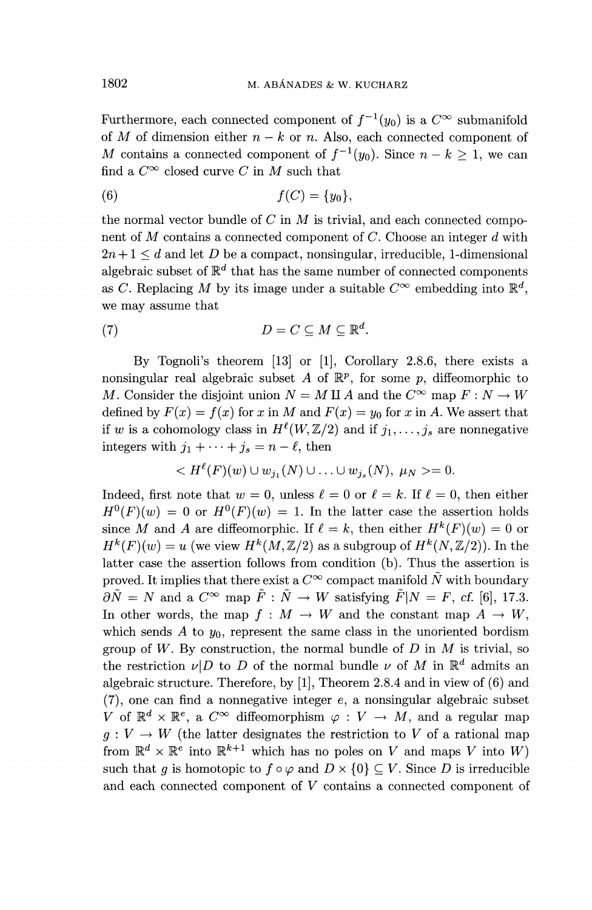Furthermore, each connected component of $f^{-1}(y_0)$ is a $C^\infty$ submanifold of $M$ of dimension either $n-k$ or $n$. Also, each connected component of $M$ contains a connected component of $f^{-1}(y_0)$. Since $n-k \geq 1$, we can find a $C^\infty$ closed curve $C$ in $M$ such that

$$f(C) = \{y_0\}, \tag{6}$$

the normal vector bundle of $C$ in $M$ is trivial, and each connected component of $M$ contains a connected component of $C$. Choose an integer $d$ with $2n+1 \leq d$ and let $D$ be a compact, nonsingular, irreducible, 1-dimensional algebraic subset of $\mathbb{R}^d$ that has the same number of connected components as $C$. Replacing $M$ by its image under a suitable $C^\infty$ embedding into $\mathbb{R}^d$, we may assume that

$$D = C \subseteq M \subseteq \mathbb{R}^d. \tag{7}$$

By Tognoli's theorem [13] or [1], Corollary 2.8.6, there exists a nonsingular real algebraic subset $A$ of $\mathbb{R}^p$, for some $p$, diffeomorphic to $M$. Consider the disjoint union $N = M \amalg A$ and the $C^\infty$ map $F : N \to W$ defined by $F(x) = f(x)$ for $x$ in $M$ and $F(x) = y_0$ for $x$ in $A$. We assert that if $w$ is a cohomology class in $H^\ell(W, \mathbb{Z}/2)$ and if $j_1, \ldots, j_s$ are nonnegative integers with $j_1 + \cdots + j_s = n - \ell$, then

$$< H^\ell(F)(w) \cup w_{j_1}(N) \cup \ldots \cup w_{j_s}(N),\ \mu_N >= 0.$$

Indeed, first note that $w = 0$, unless $\ell = 0$ or $\ell = k$. If $\ell = 0$, then either $H^0(F)(w) = 0$ or $H^0(F)(w) = 1$. In the latter case the assertion holds since $M$ and $A$ are diffeomorphic. If $\ell = k$, then either $H^k(F)(w) = 0$ or $H^k(F)(w) = u$ (we view $H^k(M, \mathbb{Z}/2)$ as a subgroup of $H^k(N, \mathbb{Z}/2)$). In the latter case the assertion follows from condition (b). Thus the assertion is proved. It implies that there exist a $C^\infty$ compact manifold $\tilde{N}$ with boundary $\partial\tilde{N} = N$ and a $C^\infty$ map $\tilde{F} : \tilde{N} \to W$ satisfying $\tilde{F}|N = F$, cf. [6], 17.3. In other words, the map $f : M \to W$ and the constant map $A \to W$, which sends $A$ to $y_0$, represent the same class in the unoriented bordism group of $W$. By construction, the normal bundle of $D$ in $M$ is trivial, so the restriction $\nu|D$ to $D$ of the normal bundle $\nu$ of $M$ in $\mathbb{R}^d$ admits an algebraic structure. Therefore, by [1], Theorem 2.8.4 and in view of (6) and (7), one can find a nonnegative integer $e$, a nonsingular algebraic subset $V$ of $\mathbb{R}^d \times \mathbb{R}^e$, a $C^\infty$ diffeomorphism $\varphi : V \to M$, and a regular map $g : V \to W$ (the latter designates the restriction to $V$ of a rational map from $\mathbb{R}^d \times \mathbb{R}^e$ into $\mathbb{R}^{k+1}$ which has no poles on $V$ and maps $V$ into $W$) such that $g$ is homotopic to $f \circ \varphi$ and $D \times \{0\} \subseteq V$. Since $D$ is irreducible and each connected component of $V$ contains a connected component of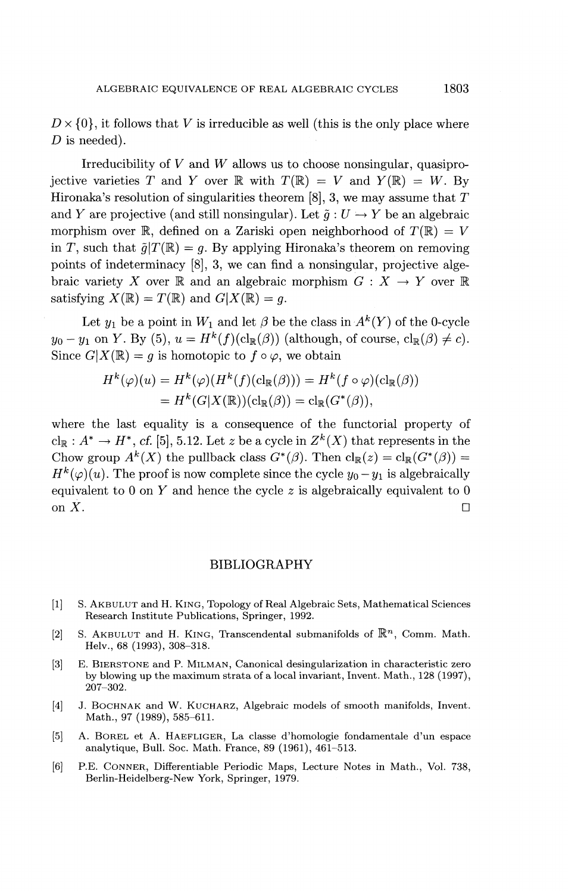$D \times \{0\}$, it follows that $V$ is irreducible as well (this is the only place where $D$ is needed).

Irreducibility of $V$ and $W$ allows us to choose nonsingular, quasiprojective varieties $T$ and $Y$ over $\mathbb{R}$ with $T(\mathbb{R}) = V$ and $Y(\mathbb{R}) = W$. By Hironaka's resolution of singularities theorem [8], 3, we may assume that $T$ and $Y$ are projective (and still nonsingular). Let $\tilde{g} : U \to Y$ be an algebraic morphism over $\mathbb{R}$, defined on a Zariski open neighborhood of $T(\mathbb{R}) = V$ in $T$, such that $\tilde{g}|T(\mathbb{R}) = g$. By applying Hironaka's theorem on removing points of indeterminacy [8], 3, we can find a nonsingular, projective algebraic variety $X$ over $\mathbb{R}$ and an algebraic morphism $G : X \to Y$ over $\mathbb{R}$ satisfying $X(\mathbb{R}) = T(\mathbb{R})$ and $G|X(\mathbb{R}) = g$.

Let $y_1$ be a point in $W_1$ and let $\beta$ be the class in $A^k(Y)$ of the 0-cycle $y_0 - y_1$ on $Y$. By (5), $u = H^k(f)(\mathrm{cl}_{\mathbb{R}}(\beta))$ (although, of course, $\mathrm{cl}_{\mathbb{R}}(\beta) \neq c$). Since $G|X(\mathbb{R}) = g$ is homotopic to $f \circ \varphi$, we obtain

$$H^k(\varphi)(u) = H^k(\varphi)(H^k(f)(\mathrm{cl}_{\mathbb{R}}(\beta))) = H^k(f \circ \varphi)(\mathrm{cl}_{\mathbb{R}}(\beta))$$
$$= H^k(G|X(\mathbb{R}))(\mathrm{cl}_{\mathbb{R}}(\beta)) = \mathrm{cl}_{\mathbb{R}}(G^*(\beta)),$$

where the last equality is a consequence of the functorial property of $\mathrm{cl}_{\mathbb{R}} : A^* \to H^*$, cf. [5], 5.12. Let $z$ be a cycle in $Z^k(X)$ that represents in the Chow group $A^k(X)$ the pullback class $G^*(\beta)$. Then $\mathrm{cl}_{\mathbb{R}}(z) = \mathrm{cl}_{\mathbb{R}}(G^*(\beta)) = H^k(\varphi)(u)$. The proof is now complete since the cycle $y_0 - y_1$ is algebraically equivalent to 0 on $Y$ and hence the cycle $z$ is algebraically equivalent to 0 on $X$. □

## BIBLIOGRAPHY

[1] S. Akbulut and H. King, Topology of Real Algebraic Sets, Mathematical Sciences Research Institute Publications, Springer, 1992.

[2] S. Akbulut and H. King, Transcendental submanifolds of $\mathbb{R}^n$, Comm. Math. Helv., 68 (1993), 308–318.

[3] E. Bierstone and P. Milman, Canonical desingularization in characteristic zero by blowing up the maximum strata of a local invariant, Invent. Math., 128 (1997), 207–302.

[4] J. Bochnak and W. Kucharz, Algebraic models of smooth manifolds, Invent. Math., 97 (1989), 585–611.

[5] A. Borel et A. Haefliger, La classe d'homologie fondamentale d'un espace analytique, Bull. Soc. Math. France, 89 (1961), 461–513.

[6] P.E. Conner, Differentiable Periodic Maps, Lecture Notes in Math., Vol. 738, Berlin-Heidelberg-New York, Springer, 1979.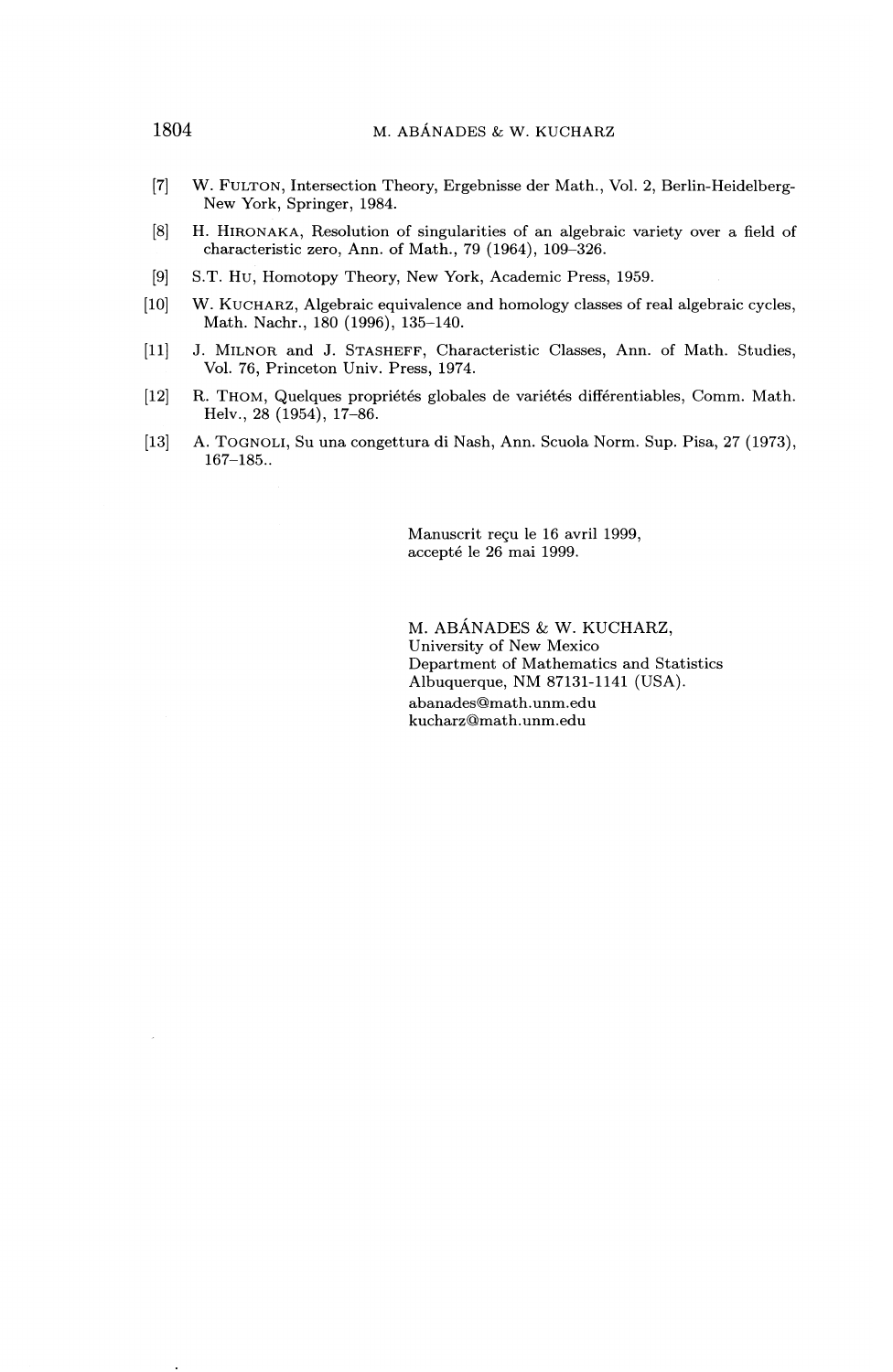[7] W. FULTON, Intersection Theory, Ergebnisse der Math., Vol. 2, Berlin-Heidelberg-New York, Springer, 1984.

[8] H. HIRONAKA, Resolution of singularities of an algebraic variety over a field of characteristic zero, Ann. of Math., 79 (1964), 109–326.

[9] S.T. HU, Homotopy Theory, New York, Academic Press, 1959.

[10] W. KUCHARZ, Algebraic equivalence and homology classes of real algebraic cycles, Math. Nachr., 180 (1996), 135–140.

[11] J. MILNOR and J. STASHEFF, Characteristic Classes, Ann. of Math. Studies, Vol. 76, Princeton Univ. Press, 1974.

[12] R. THOM, Quelques propriétés globales de variétés différentiables, Comm. Math. Helv., 28 (1954), 17–86.

[13] A. TOGNOLI, Su una congettura di Nash, Ann. Scuola Norm. Sup. Pisa, 27 (1973), 167–185..

Manuscrit reçu le 16 avril 1999,
accepté le 26 mai 1999.

M. ABÁNADES & W. KUCHARZ,
University of New Mexico
Department of Mathematics and Statistics
Albuquerque, NM 87131-1141 (USA).
abanades@math.unm.edu
kucharz@math.unm.edu